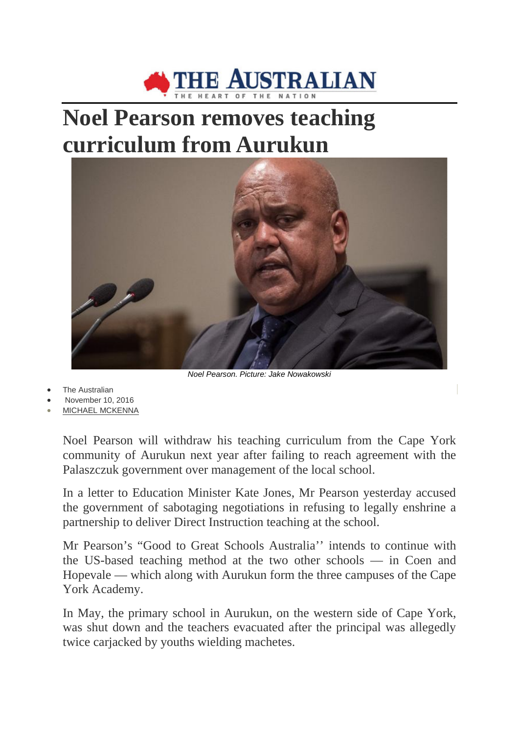THE AUSTRALIAN

THE HEART OF THE NATION

# Noel Pearson removes teaching curriculum from Aurukun

*Noel Pearson. Picture: Jake Nowakowski*

- The Australian
- November 10, 2016
- MICHAEL MCKENNA

Noel Pearson will withdraw his teaching curriculum from the Cape York community of Aurukun next year after failing to reach agreement with the Palaszczuk government over management of the local school.

In a letter to Education Minister Kate Jones, Mr Pearson yesterday accused the government of sabotaging negotiations in refusing to legally enshrine a partnership to deliver Direct Instruction teaching at the school.

Mr Pearson's "Good to Great Schools Australia'' intends to continue with the US-based teaching method at the two other schools — in Coen and Hopevale — which along with Aurukun form the three campuses of the Cape York Academy.

In May, the primary school in Aurukun, on the western side of Cape York, was shut down and the teachers evacuated after the principal was allegedly twice carjacked by youths wielding machetes.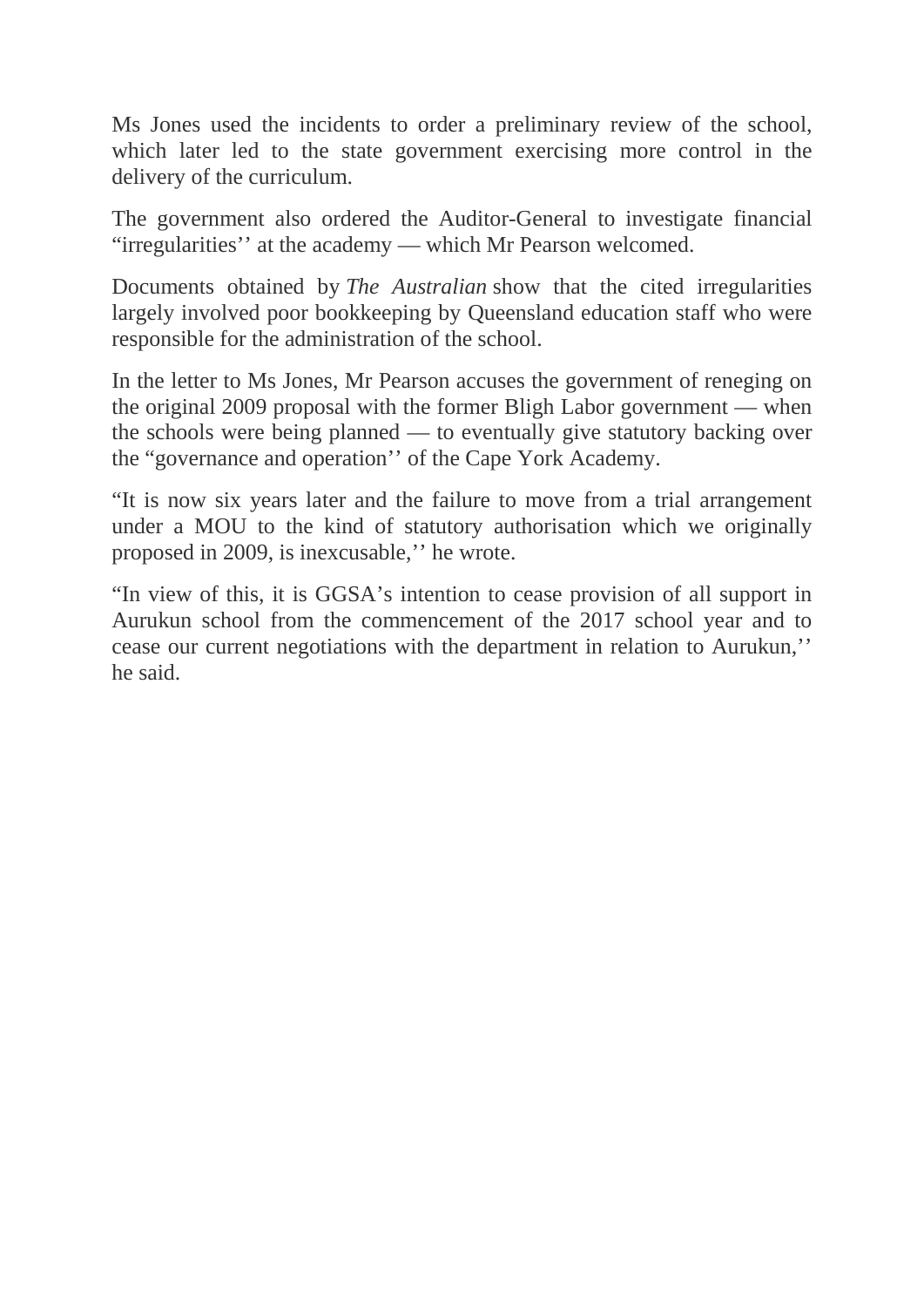Ms Jones used the incidents to order a preliminary review of the school, which later led to the state government exercising more control in the delivery of the curriculum.

The government also ordered the Auditor-General to investigate financial “irregularities’’ at the academy — which Mr Pearson welcomed.

Documents obtained by *The Australian* show that the cited irregularities largely involved poor bookkeeping by Queensland education staff who were responsible for the administration of the school.

In the letter to Ms Jones, Mr Pearson accuses the government of reneging on the original 2009 proposal with the former Bligh Labor government — when the schools were being planned — to eventually give statutory backing over the “governance and operation’’ of the Cape York Academy.

“It is now six years later and the failure to move from a trial arrangement under a MOU to the kind of statutory authorisation which we originally proposed in 2009, is inexcusable,’’ he wrote.

“In view of this, it is GGSA’s intention to cease provision of all support in Aurukun school from the commencement of the 2017 school year and to cease our current negotiations with the department in relation to Aurukun,’’ he said.